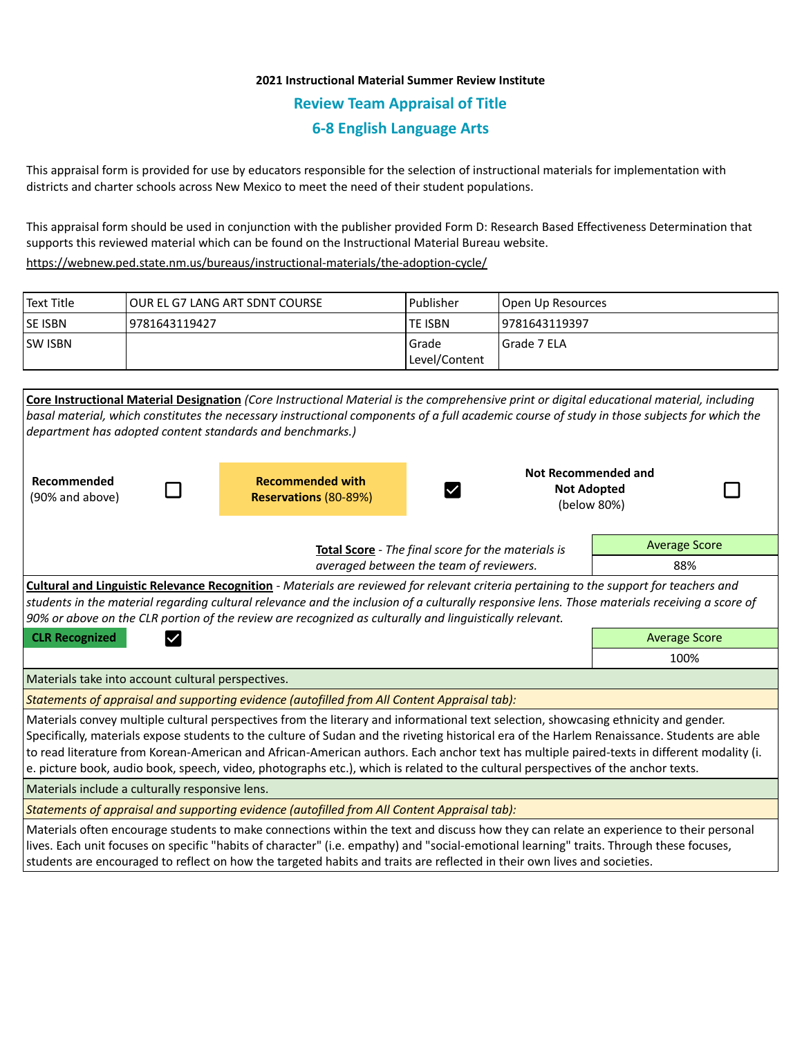**2021 Instructional Material Summer Review Institute**

## Review Team Appraisal of Title

## 6-8 English Language Arts

This appraisal form is provided for use by educators responsible for the selection of instructional materials for implementation with districts and charter schools across New Mexico to meet the need of their student populations.

This appraisal form should be used in conjunction with the publisher provided Form D: Research Based Effectiveness Determination that supports this reviewed material which can be found on the Instructional Material Bureau website.

https://webnew.ped.state.nm.us/bureaus/instructional-materials/the-adoption-cycle/

| Text Title | OUR EL G7 LANG ART SDNT COURSE | Publisher | Open Up Resources |
|---|---|---|---|
| SE ISBN | 9781643119427 | TE ISBN | 9781643119397 |
| SW ISBN | | Grade Level/Content | Grade 7 ELA |

**Core Instructional Material Designation** *(Core Instructional Material is the comprehensive print or digital educational material, including basal material, which constitutes the necessary instructional components of a full academic course of study in those subjects for which the department has adopted content standards and benchmarks.)*

| Designation | Selected |
|---|---|
| **Recommended** (90% and above) | ☐ |
| **Recommended with Reservations** (80-89%) | ☑ |
| **Not Recommended and Not Adopted** (below 80%) | ☐ |

**Total Score** - *The final score for the materials is averaged between the team of reviewers.*

| Average Score |
|---|
| 88% |

**Cultural and Linguistic Relevance Recognition** - *Materials are reviewed for relevant criteria pertaining to the support for teachers and students in the material regarding cultural relevance and the inclusion of a culturally responsive lens. Those materials receiving a score of 90% or above on the CLR portion of the review are recognized as culturally and linguistically relevant.*

**CLR Recognized** ☑

| Average Score |
|---|
| 100% |

Materials take into account cultural perspectives.

*Statements of appraisal and supporting evidence (autofilled from All Content Appraisal tab):*

Materials convey multiple cultural perspectives from the literary and informational text selection, showcasing ethnicity and gender. Specifically, materials expose students to the culture of Sudan and the riveting historical era of the Harlem Renaissance. Students are able to read literature from Korean-American and African-American authors. Each anchor text has multiple paired-texts in different modality (i. e. picture book, audio book, speech, video, photographs etc.), which is related to the cultural perspectives of the anchor texts.

Materials include a culturally responsive lens.

*Statements of appraisal and supporting evidence (autofilled from All Content Appraisal tab):*

Materials often encourage students to make connections within the text and discuss how they can relate an experience to their personal lives. Each unit focuses on specific "habits of character" (i.e. empathy) and "social-emotional learning" traits. Through these focuses, students are encouraged to reflect on how the targeted habits and traits are reflected in their own lives and societies.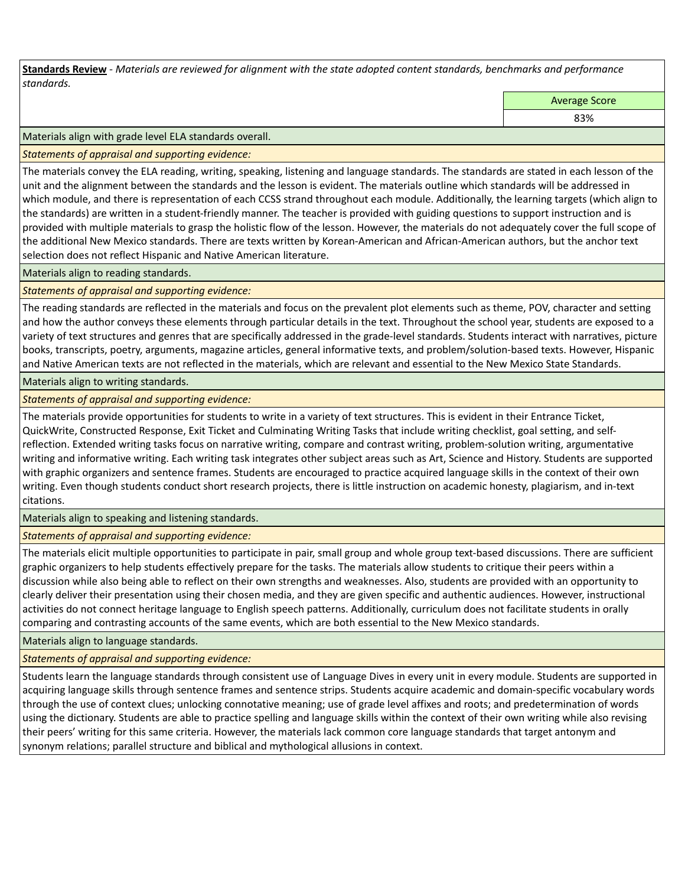**Standards Review** - *Materials are reviewed for alignment with the state adopted content standards, benchmarks and performance standards.*

| Average Score |
| --- |
| 83% |

Materials align with grade level ELA standards overall.

*Statements of appraisal and supporting evidence:*

The materials convey the ELA reading, writing, speaking, listening and language standards. The standards are stated in each lesson of the unit and the alignment between the standards and the lesson is evident. The materials outline which standards will be addressed in which module, and there is representation of each CCSS strand throughout each module. Additionally, the learning targets (which align to the standards) are written in a student-friendly manner. The teacher is provided with guiding questions to support instruction and is provided with multiple materials to grasp the holistic flow of the lesson. However, the materials do not adequately cover the full scope of the additional New Mexico standards. There are texts written by Korean-American and African-American authors, but the anchor text selection does not reflect Hispanic and Native American literature.

Materials align to reading standards.

*Statements of appraisal and supporting evidence:*

The reading standards are reflected in the materials and focus on the prevalent plot elements such as theme, POV, character and setting and how the author conveys these elements through particular details in the text. Throughout the school year, students are exposed to a variety of text structures and genres that are specifically addressed in the grade-level standards. Students interact with narratives, picture books, transcripts, poetry, arguments, magazine articles, general informative texts, and problem/solution-based texts. However, Hispanic and Native American texts are not reflected in the materials, which are relevant and essential to the New Mexico State Standards.

Materials align to writing standards.

*Statements of appraisal and supporting evidence:*

The materials provide opportunities for students to write in a variety of text structures. This is evident in their Entrance Ticket, QuickWrite, Constructed Response, Exit Ticket and Culminating Writing Tasks that include writing checklist, goal setting, and self-reflection. Extended writing tasks focus on narrative writing, compare and contrast writing, problem-solution writing, argumentative writing and informative writing. Each writing task integrates other subject areas such as Art, Science and History. Students are supported with graphic organizers and sentence frames. Students are encouraged to practice acquired language skills in the context of their own writing. Even though students conduct short research projects, there is little instruction on academic honesty, plagiarism, and in-text citations.

Materials align to speaking and listening standards.

*Statements of appraisal and supporting evidence:*

The materials elicit multiple opportunities to participate in pair, small group and whole group text-based discussions. There are sufficient graphic organizers to help students effectively prepare for the tasks. The materials allow students to critique their peers within a discussion while also being able to reflect on their own strengths and weaknesses. Also, students are provided with an opportunity to clearly deliver their presentation using their chosen media, and they are given specific and authentic audiences. However, instructional activities do not connect heritage language to English speech patterns. Additionally, curriculum does not facilitate students in orally comparing and contrasting accounts of the same events, which are both essential to the New Mexico standards.

Materials align to language standards.

*Statements of appraisal and supporting evidence:*

Students learn the language standards through consistent use of Language Dives in every unit in every module. Students are supported in acquiring language skills through sentence frames and sentence strips. Students acquire academic and domain-specific vocabulary words through the use of context clues; unlocking connotative meaning; use of grade level affixes and roots; and predetermination of words using the dictionary. Students are able to practice spelling and language skills within the context of their own writing while also revising their peers' writing for this same criteria. However, the materials lack common core language standards that target antonym and synonym relations; parallel structure and biblical and mythological allusions in context.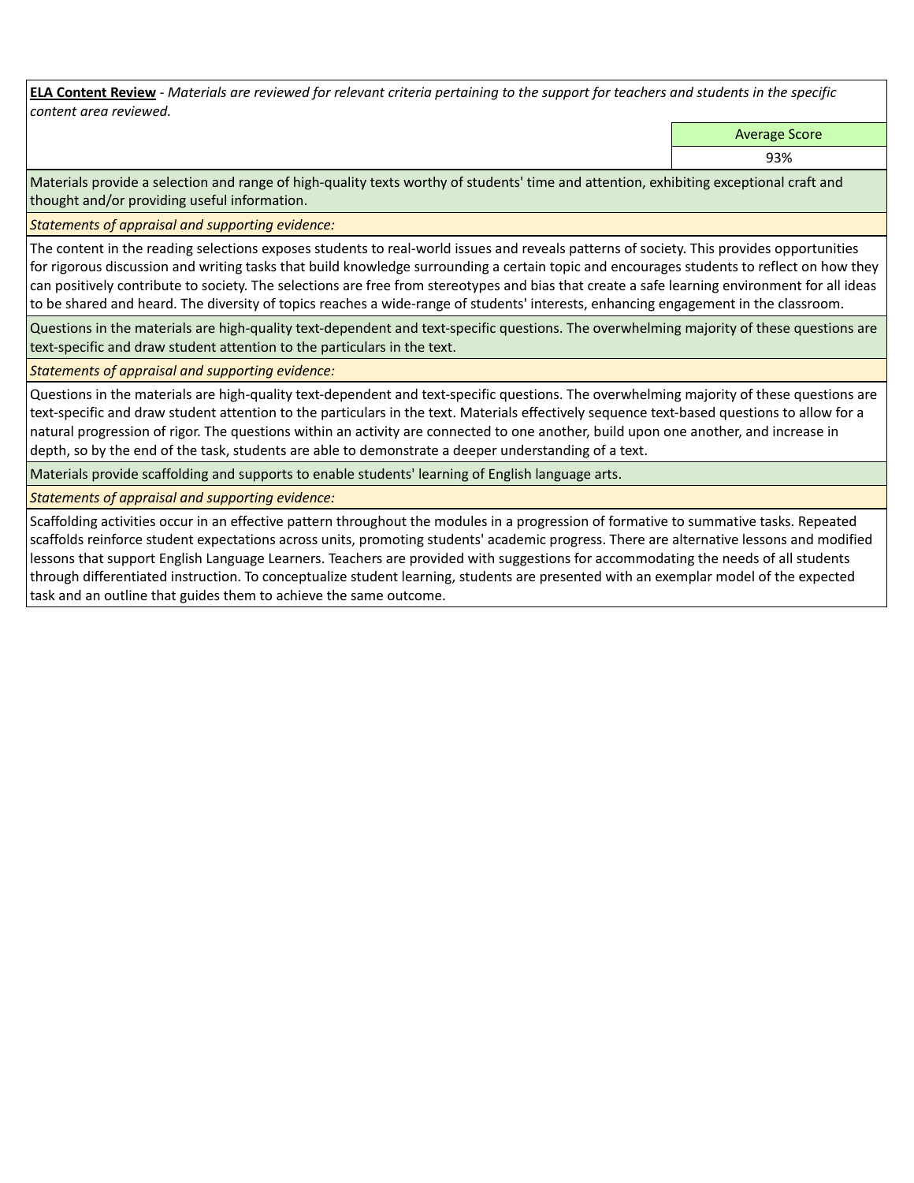**ELA Content Review** - *Materials are reviewed for relevant criteria pertaining to the support for teachers and students in the specific content area reviewed.*

| | Average Score |
|---|---|
| | 93% |

Materials provide a selection and range of high-quality texts worthy of students' time and attention, exhibiting exceptional craft and thought and/or providing useful information.

*Statements of appraisal and supporting evidence:*

The content in the reading selections exposes students to real-world issues and reveals patterns of society. This provides opportunities for rigorous discussion and writing tasks that build knowledge surrounding a certain topic and encourages students to reflect on how they can positively contribute to society. The selections are free from stereotypes and bias that create a safe learning environment for all ideas to be shared and heard. The diversity of topics reaches a wide-range of students' interests, enhancing engagement in the classroom.

Questions in the materials are high-quality text-dependent and text-specific questions. The overwhelming majority of these questions are text-specific and draw student attention to the particulars in the text.

*Statements of appraisal and supporting evidence:*

Questions in the materials are high-quality text-dependent and text-specific questions. The overwhelming majority of these questions are text-specific and draw student attention to the particulars in the text. Materials effectively sequence text-based questions to allow for a natural progression of rigor. The questions within an activity are connected to one another, build upon one another, and increase in depth, so by the end of the task, students are able to demonstrate a deeper understanding of a text.

Materials provide scaffolding and supports to enable students' learning of English language arts.

*Statements of appraisal and supporting evidence:*

Scaffolding activities occur in an effective pattern throughout the modules in a progression of formative to summative tasks. Repeated scaffolds reinforce student expectations across units, promoting students' academic progress. There are alternative lessons and modified lessons that support English Language Learners. Teachers are provided with suggestions for accommodating the needs of all students through differentiated instruction. To conceptualize student learning, students are presented with an exemplar model of the expected task and an outline that guides them to achieve the same outcome.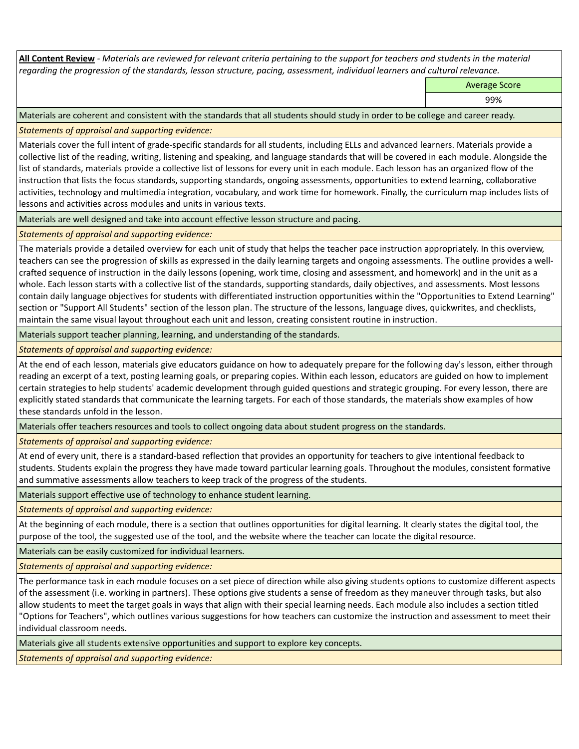**All Content Review** - *Materials are reviewed for relevant criteria pertaining to the support for teachers and students in the material regarding the progression of the standards, lesson structure, pacing, assessment, individual learners and cultural relevance.*

| | Average Score |
|---|---|
| | 99% |

Materials are coherent and consistent with the standards that all students should study in order to be college and career ready.

*Statements of appraisal and supporting evidence:*

Materials cover the full intent of grade-specific standards for all students, including ELLs and advanced learners. Materials provide a collective list of the reading, writing, listening and speaking, and language standards that will be covered in each module. Alongside the list of standards, materials provide a collective list of lessons for every unit in each module. Each lesson has an organized flow of the instruction that lists the focus standards, supporting standards, ongoing assessments, opportunities to extend learning, collaborative activities, technology and multimedia integration, vocabulary, and work time for homework. Finally, the curriculum map includes lists of lessons and activities across modules and units in various texts.

Materials are well designed and take into account effective lesson structure and pacing.

*Statements of appraisal and supporting evidence:*

The materials provide a detailed overview for each unit of study that helps the teacher pace instruction appropriately. In this overview, teachers can see the progression of skills as expressed in the daily learning targets and ongoing assessments. The outline provides a well-crafted sequence of instruction in the daily lessons (opening, work time, closing and assessment, and homework) and in the unit as a whole. Each lesson starts with a collective list of the standards, supporting standards, daily objectives, and assessments. Most lessons contain daily language objectives for students with differentiated instruction opportunities within the "Opportunities to Extend Learning" section or "Support All Students" section of the lesson plan. The structure of the lessons, language dives, quickwrites, and checklists, maintain the same visual layout throughout each unit and lesson, creating consistent routine in instruction.

Materials support teacher planning, learning, and understanding of the standards.

*Statements of appraisal and supporting evidence:*

At the end of each lesson, materials give educators guidance on how to adequately prepare for the following day's lesson, either through reading an excerpt of a text, posting learning goals, or preparing copies. Within each lesson, educators are guided on how to implement certain strategies to help students' academic development through guided questions and strategic grouping. For every lesson, there are explicitly stated standards that communicate the learning targets. For each of those standards, the materials show examples of how these standards unfold in the lesson.

Materials offer teachers resources and tools to collect ongoing data about student progress on the standards.

*Statements of appraisal and supporting evidence:*

At end of every unit, there is a standard-based reflection that provides an opportunity for teachers to give intentional feedback to students. Students explain the progress they have made toward particular learning goals. Throughout the modules, consistent formative and summative assessments allow teachers to keep track of the progress of the students.

Materials support effective use of technology to enhance student learning.

*Statements of appraisal and supporting evidence:*

At the beginning of each module, there is a section that outlines opportunities for digital learning. It clearly states the digital tool, the purpose of the tool, the suggested use of the tool, and the website where the teacher can locate the digital resource.

Materials can be easily customized for individual learners.

*Statements of appraisal and supporting evidence:*

The performance task in each module focuses on a set piece of direction while also giving students options to customize different aspects of the assessment (i.e. working in partners). These options give students a sense of freedom as they maneuver through tasks, but also allow students to meet the target goals in ways that align with their special learning needs. Each module also includes a section titled "Options for Teachers", which outlines various suggestions for how teachers can customize the instruction and assessment to meet their individual classroom needs.

Materials give all students extensive opportunities and support to explore key concepts.

*Statements of appraisal and supporting evidence:*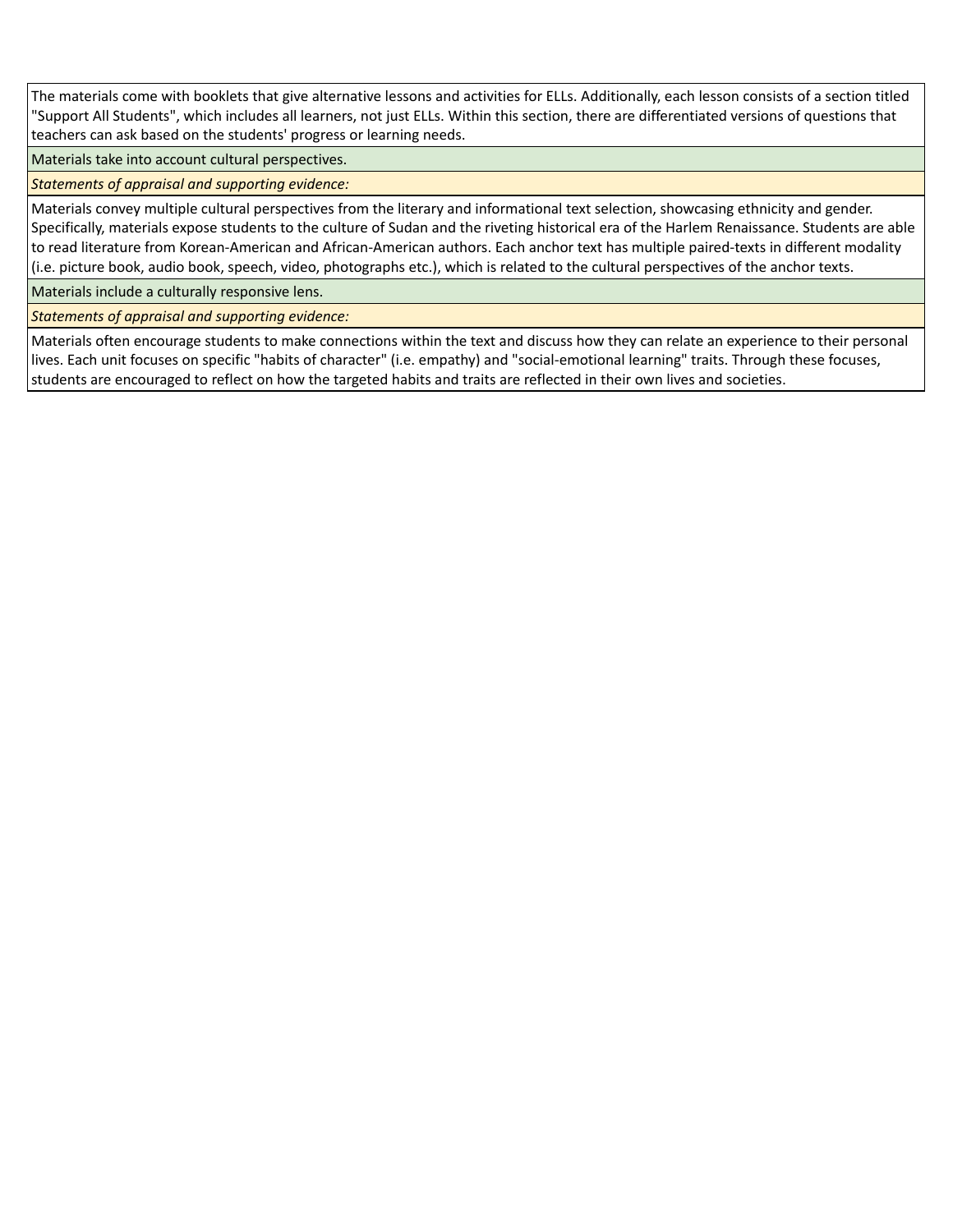The materials come with booklets that give alternative lessons and activities for ELLs. Additionally, each lesson consists of a section titled "Support All Students", which includes all learners, not just ELLs. Within this section, there are differentiated versions of questions that teachers can ask based on the students' progress or learning needs.

Materials take into account cultural perspectives.

*Statements of appraisal and supporting evidence:*

Materials convey multiple cultural perspectives from the literary and informational text selection, showcasing ethnicity and gender. Specifically, materials expose students to the culture of Sudan and the riveting historical era of the Harlem Renaissance. Students are able to read literature from Korean-American and African-American authors. Each anchor text has multiple paired-texts in different modality (i.e. picture book, audio book, speech, video, photographs etc.), which is related to the cultural perspectives of the anchor texts.

Materials include a culturally responsive lens.

*Statements of appraisal and supporting evidence:*

Materials often encourage students to make connections within the text and discuss how they can relate an experience to their personal lives. Each unit focuses on specific "habits of character" (i.e. empathy) and "social-emotional learning" traits. Through these focuses, students are encouraged to reflect on how the targeted habits and traits are reflected in their own lives and societies.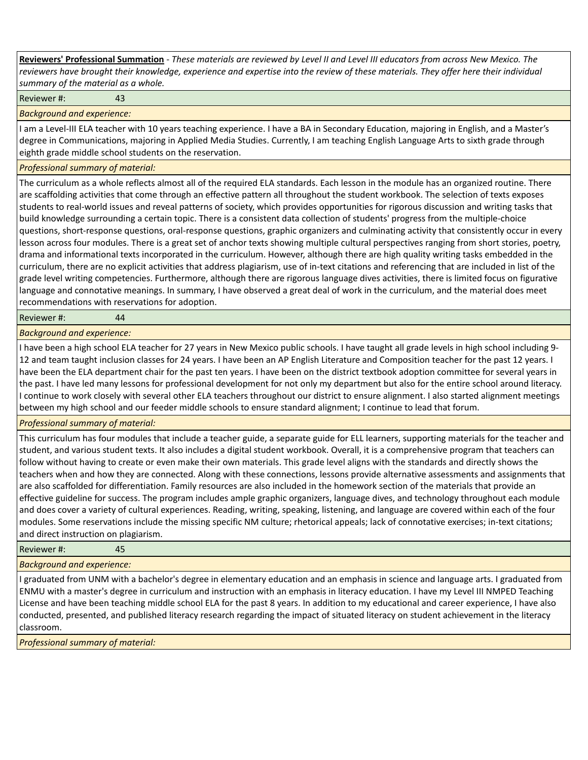**Reviewers' Professional Summation** - *These materials are reviewed by Level II and Level III educators from across New Mexico. The reviewers have brought their knowledge, experience and expertise into the review of these materials. They offer here their individual summary of the material as a whole.*

Reviewer #: 43

*Background and experience:*

I am a Level-III ELA teacher with 10 years teaching experience. I have a BA in Secondary Education, majoring in English, and a Master's degree in Communications, majoring in Applied Media Studies. Currently, I am teaching English Language Arts to sixth grade through eighth grade middle school students on the reservation.

*Professional summary of material:*

The curriculum as a whole reflects almost all of the required ELA standards. Each lesson in the module has an organized routine. There are scaffolding activities that come through an effective pattern all throughout the student workbook. The selection of texts exposes students to real-world issues and reveal patterns of society, which provides opportunities for rigorous discussion and writing tasks that build knowledge surrounding a certain topic. There is a consistent data collection of students' progress from the multiple-choice questions, short-response questions, oral-response questions, graphic organizers and culminating activity that consistently occur in every lesson across four modules. There is a great set of anchor texts showing multiple cultural perspectives ranging from short stories, poetry, drama and informational texts incorporated in the curriculum. However, although there are high quality writing tasks embedded in the curriculum, there are no explicit activities that address plagiarism, use of in-text citations and referencing that are included in list of the grade level writing competencies. Furthermore, although there are rigorous language dives activities, there is limited focus on figurative language and connotative meanings. In summary, I have observed a great deal of work in the curriculum, and the material does meet recommendations with reservations for adoption.

Reviewer #: 44

*Background and experience:*

I have been a high school ELA teacher for 27 years in New Mexico public schools. I have taught all grade levels in high school including 9-12 and team taught inclusion classes for 24 years. I have been an AP English Literature and Composition teacher for the past 12 years. I have been the ELA department chair for the past ten years. I have been on the district textbook adoption committee for several years in the past. I have led many lessons for professional development for not only my department but also for the entire school around literacy. I continue to work closely with several other ELA teachers throughout our district to ensure alignment. I also started alignment meetings between my high school and our feeder middle schools to ensure standard alignment; I continue to lead that forum.

*Professional summary of material:*

This curriculum has four modules that include a teacher guide, a separate guide for ELL learners, supporting materials for the teacher and student, and various student texts. It also includes a digital student workbook. Overall, it is a comprehensive program that teachers can follow without having to create or even make their own materials. This grade level aligns with the standards and directly shows the teachers when and how they are connected. Along with these connections, lessons provide alternative assessments and assignments that are also scaffolded for differentiation. Family resources are also included in the homework section of the materials that provide an effective guideline for success. The program includes ample graphic organizers, language dives, and technology throughout each module and does cover a variety of cultural experiences. Reading, writing, speaking, listening, and language are covered within each of the four modules. Some reservations include the missing specific NM culture; rhetorical appeals; lack of connotative exercises; in-text citations; and direct instruction on plagiarism.

Reviewer #: 45

*Background and experience:*

I graduated from UNM with a bachelor's degree in elementary education and an emphasis in science and language arts. I graduated from ENMU with a master's degree in curriculum and instruction with an emphasis in literacy education. I have my Level III NMPED Teaching License and have been teaching middle school ELA for the past 8 years. In addition to my educational and career experience, I have also conducted, presented, and published literacy research regarding the impact of situated literacy on student achievement in the literacy classroom.

*Professional summary of material:*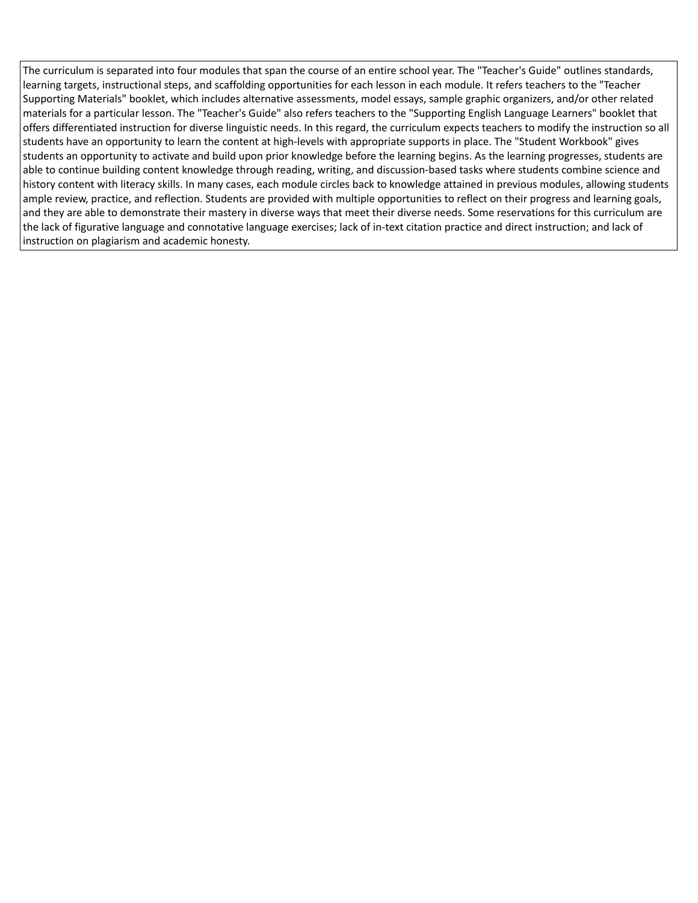The curriculum is separated into four modules that span the course of an entire school year. The "Teacher's Guide" outlines standards, learning targets, instructional steps, and scaffolding opportunities for each lesson in each module. It refers teachers to the "Teacher Supporting Materials" booklet, which includes alternative assessments, model essays, sample graphic organizers, and/or other related materials for a particular lesson. The "Teacher's Guide" also refers teachers to the "Supporting English Language Learners" booklet that offers differentiated instruction for diverse linguistic needs. In this regard, the curriculum expects teachers to modify the instruction so all students have an opportunity to learn the content at high-levels with appropriate supports in place. The "Student Workbook" gives students an opportunity to activate and build upon prior knowledge before the learning begins. As the learning progresses, students are able to continue building content knowledge through reading, writing, and discussion-based tasks where students combine science and history content with literacy skills. In many cases, each module circles back to knowledge attained in previous modules, allowing students ample review, practice, and reflection. Students are provided with multiple opportunities to reflect on their progress and learning goals, and they are able to demonstrate their mastery in diverse ways that meet their diverse needs. Some reservations for this curriculum are the lack of figurative language and connotative language exercises; lack of in-text citation practice and direct instruction; and lack of instruction on plagiarism and academic honesty.